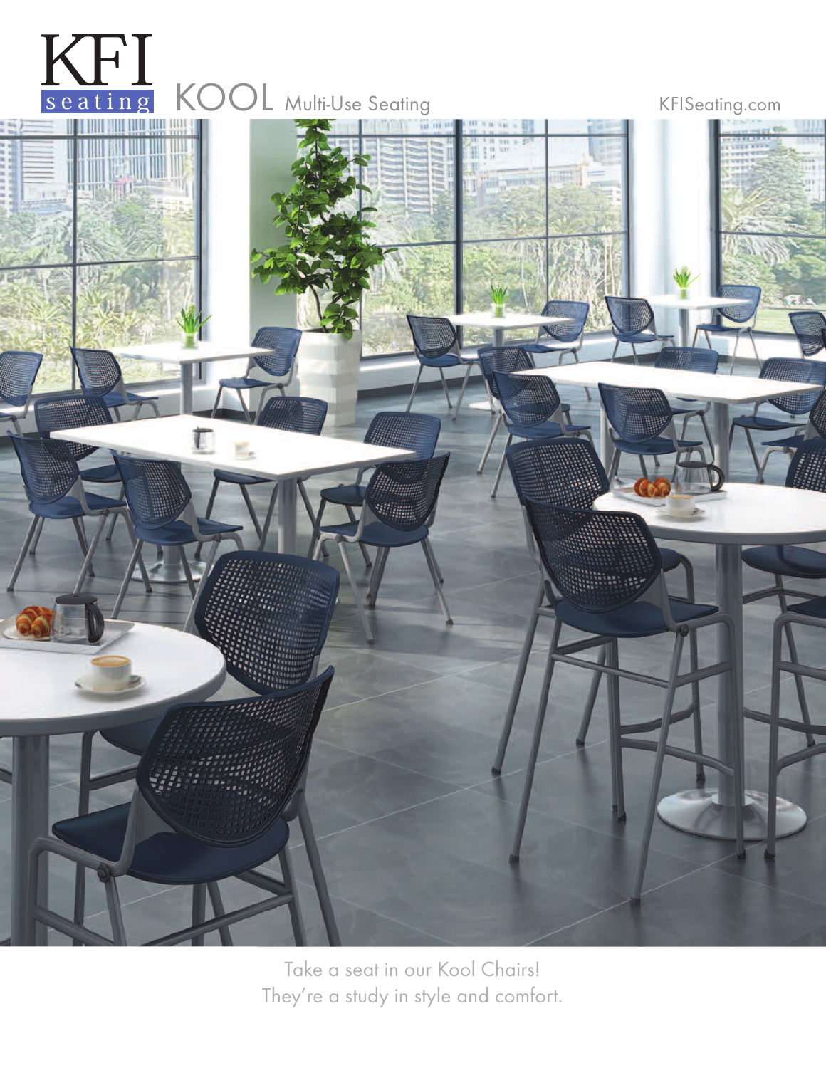# KFI seating KOOL Multi-Use Seating

KFISeating.com

Take a seat in our Kool Chairs!
They're a study in style and comfort.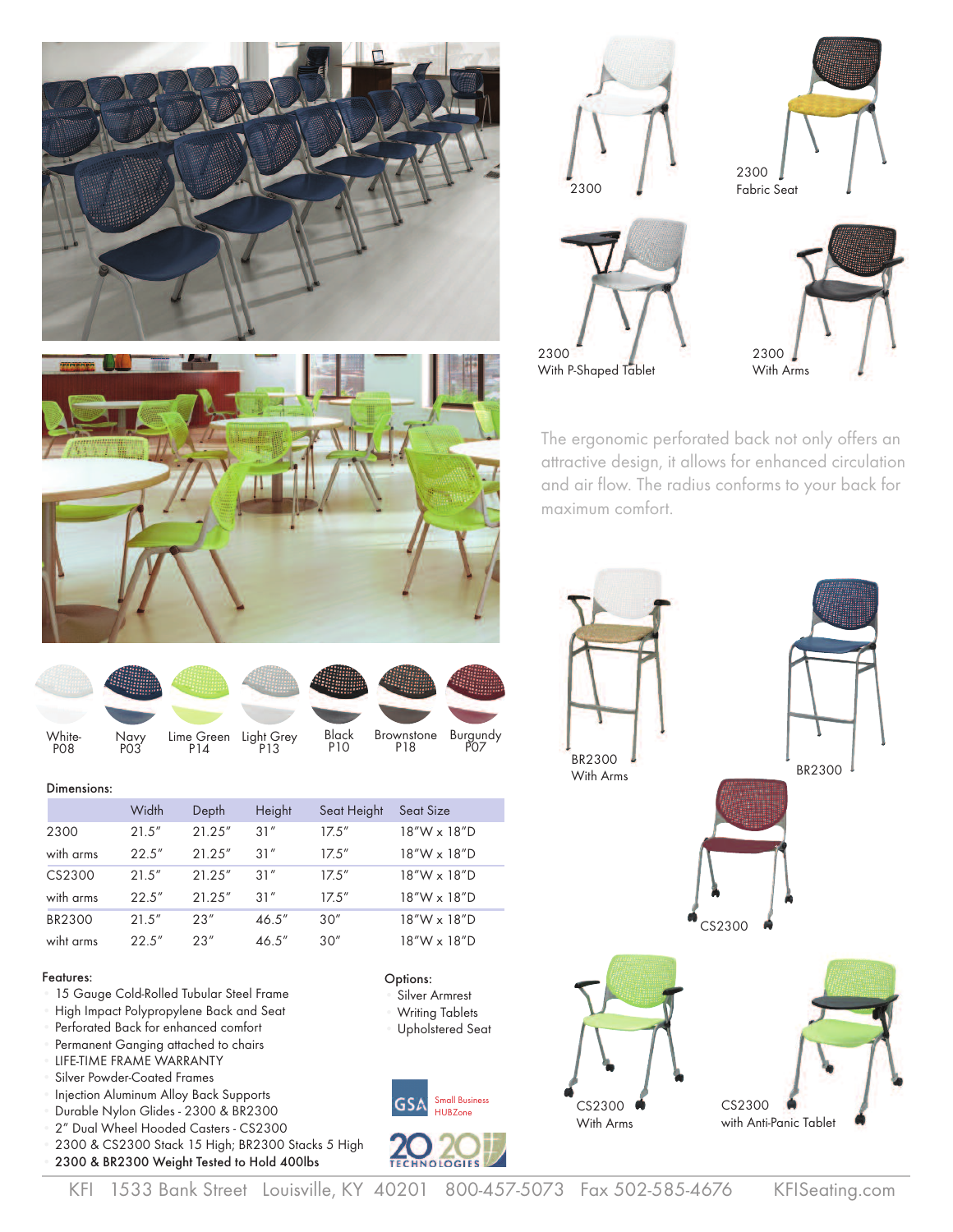2300

2300
Fabric Seat

2300
With P-Shaped Tablet

2300
With Arms

The ergonomic perforated back not only offers an attractive design, it allows for enhanced circulation and air flow. The radius conforms to your back for maximum comfort.

White-
P08

Navy
P03

Lime Green
P14

Light Grey
P13

Black
P10

Brownstone
P18

Burgundy
P07

Dimensions:

| | Width | Depth | Height | Seat Height | Seat Size |
|---|---|---|---|---|---|
| 2300 | 21.5" | 21.25" | 31" | 17.5" | 18"W x 18"D |
| with arms | 22.5" | 21.25" | 31" | 17.5" | 18"W x 18"D |
| CS2300 | 21.5" | 21.25" | 31" | 17.5" | 18"W x 18"D |
| with arms | 22.5" | 21.25" | 31" | 17.5" | 18"W x 18"D |
| BR2300 | 21.5" | 23" | 46.5" | 30" | 18"W x 18"D |
| wiht arms | 22.5" | 23" | 46.5" | 30" | 18"W x 18"D |

Features:

- 15 Gauge Cold-Rolled Tubular Steel Frame
- High Impact Polypropylene Back and Seat
- Perforated Back for enhanced comfort
- Permanent Ganging attached to chairs
- LIFE-TIME FRAME WARRANTY
- Silver Powder-Coated Frames
- Injection Aluminum Alloy Back Supports
- Durable Nylon Glides - 2300 & BR2300
- 2" Dual Wheel Hooded Casters - CS2300
- 2300 & CS2300 Stack 15 High; BR2300 Stacks 5 High
- **2300 & BR2300 Weight Tested to Hold 400lbs**

Options:

- Silver Armrest
- Writing Tablets
- Upholstered Seat

GSA Small Business HUBZone

2020 TECHNOLOGIES

BR2300
With Arms

BR2300

CS2300

CS2300
With Arms

CS2300
with Anti-Panic Tablet

KFI 1533 Bank Street Louisville, KY 40201 800-457-5073 Fax 502-585-4676 KFISeating.com